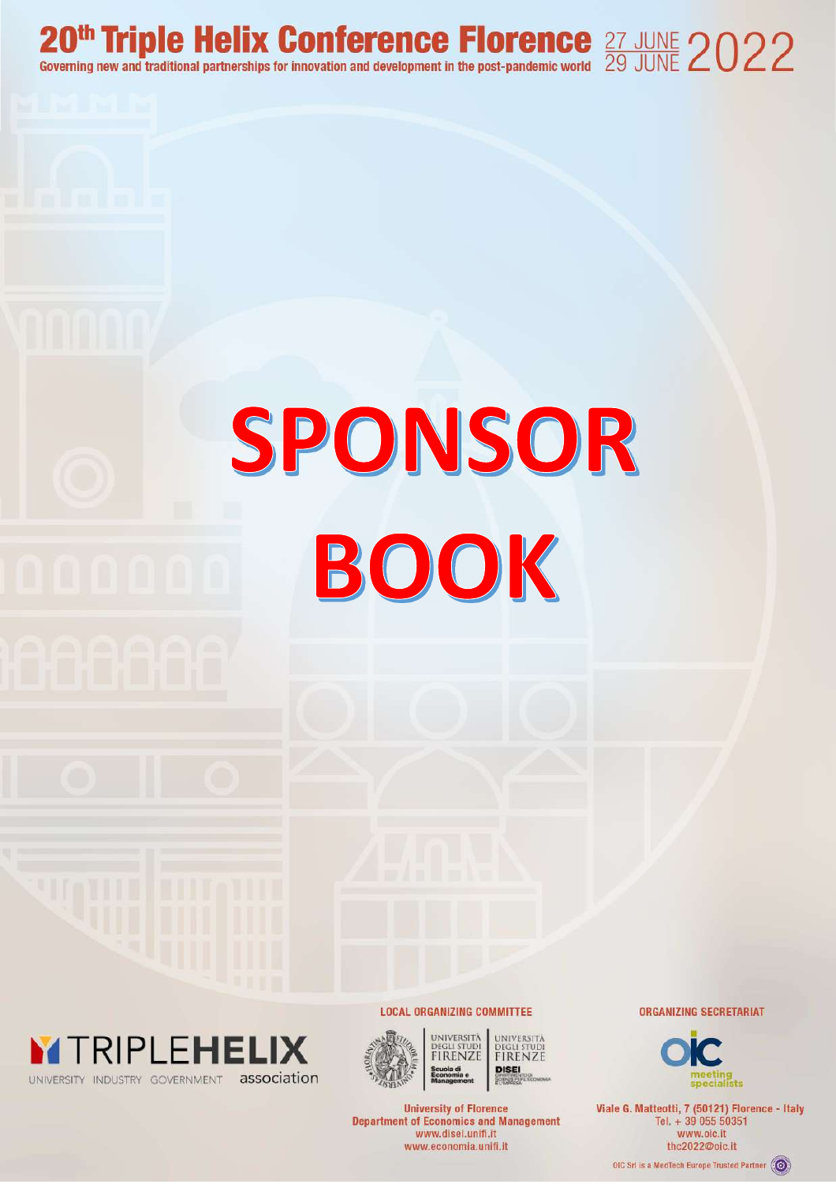# 20th Triple Helix Conference Florence

Governing new and traditional partnerships for innovation and development in the post-pandemic world

27 JUNE 29 JUNE 2022

# SPONSOR BOOK

TRIPLEHELIX
UNIVERSITY INDUSTRY GOVERNMENT association

**LOCAL ORGANIZING COMMITTEE**

UNIVERSITÀ DEGLI STUDI FIRENZE Scuola di Economia e Management

UNIVERSITÀ DEGLI STUDI FIRENZE DISEI DIPARTIMENTO DI SCIENZE PER L'ECONOMIA E L'IMPRESA

University of Florence
Department of Economics and Management
www.disei.unifi.it
www.economia.unifi.it

**ORGANIZING SECRETARIAT**

OIC meeting specialists

Viale G. Matteotti, 7 (50121) Florence - Italy
Tel. + 39 055 50351
www.oic.it
thc2022@oic.it

OIC Srl is a MedTech Europe Trusted Partner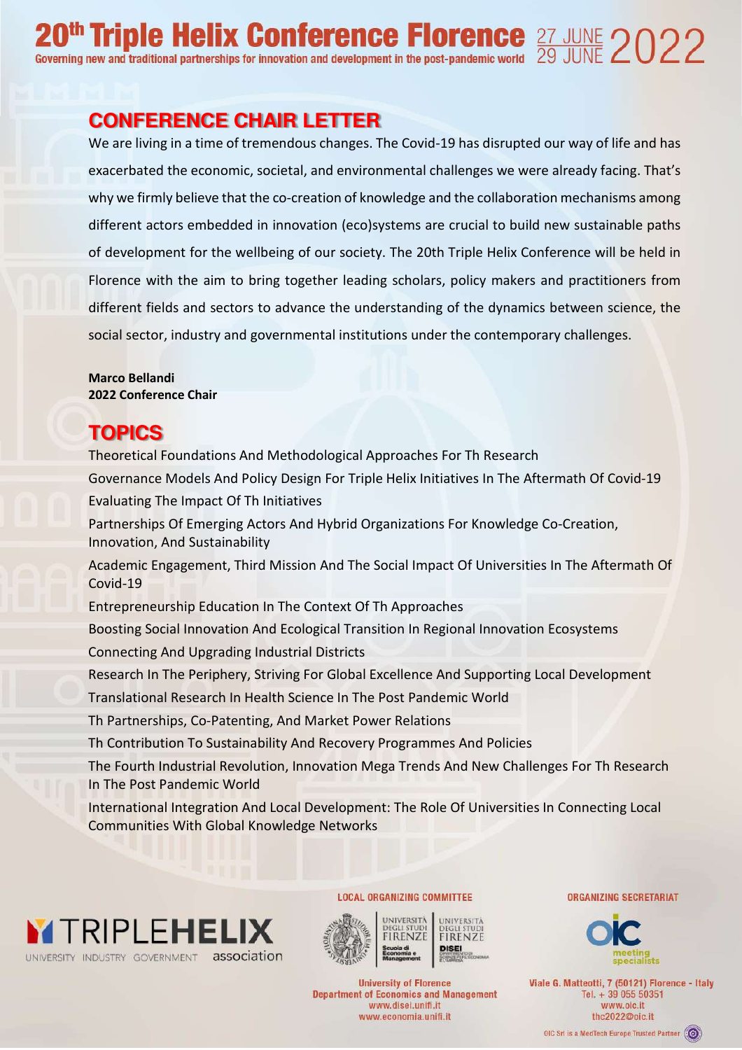## CONFERENCE CHAIR LETTER

We are living in a time of tremendous changes. The Covid-19 has disrupted our way of life and has exacerbated the economic, societal, and environmental challenges we were already facing. That's why we firmly believe that the co-creation of knowledge and the collaboration mechanisms among different actors embedded in innovation (eco)systems are crucial to build new sustainable paths of development for the wellbeing of our society. The 20th Triple Helix Conference will be held in Florence with the aim to bring together leading scholars, policy makers and practitioners from different fields and sectors to advance the understanding of the dynamics between science, the social sector, industry and governmental institutions under the contemporary challenges.

**Marco Bellandi**
**2022 Conference Chair**

## TOPICS

Theoretical Foundations And Methodological Approaches For Th Research

Governance Models And Policy Design For Triple Helix Initiatives In The Aftermath Of Covid-19

Evaluating The Impact Of Th Initiatives

Partnerships Of Emerging Actors And Hybrid Organizations For Knowledge Co-Creation, Innovation, And Sustainability

Academic Engagement, Third Mission And The Social Impact Of Universities In The Aftermath Of Covid-19

Entrepreneurship Education In The Context Of Th Approaches

Boosting Social Innovation And Ecological Transition In Regional Innovation Ecosystems

Connecting And Upgrading Industrial Districts

Research In The Periphery, Striving For Global Excellence And Supporting Local Development

Translational Research In Health Science In The Post Pandemic World

Th Partnerships, Co-Patenting, And Market Power Relations

Th Contribution To Sustainability And Recovery Programmes And Policies

The Fourth Industrial Revolution, Innovation Mega Trends And New Challenges For Th Research In The Post Pandemic World

International Integration And Local Development: The Role Of Universities In Connecting Local Communities With Global Knowledge Networks

TRIPLEHELIX association
UNIVERSITY INDUSTRY GOVERNMENT

LOCAL ORGANIZING COMMITTEE

University of Florence
Department of Economics and Management
www.disei.unifi.it
www.economia.unifi.it

ORGANIZING SECRETARIAT

OIC meeting specialists

Viale G. Matteotti, 7 (50121) Florence - Italy
Tel. + 39 055 50351
www.oic.it
thc2022@oic.it

OIC Srl is a MedTech Europe Trusted Partner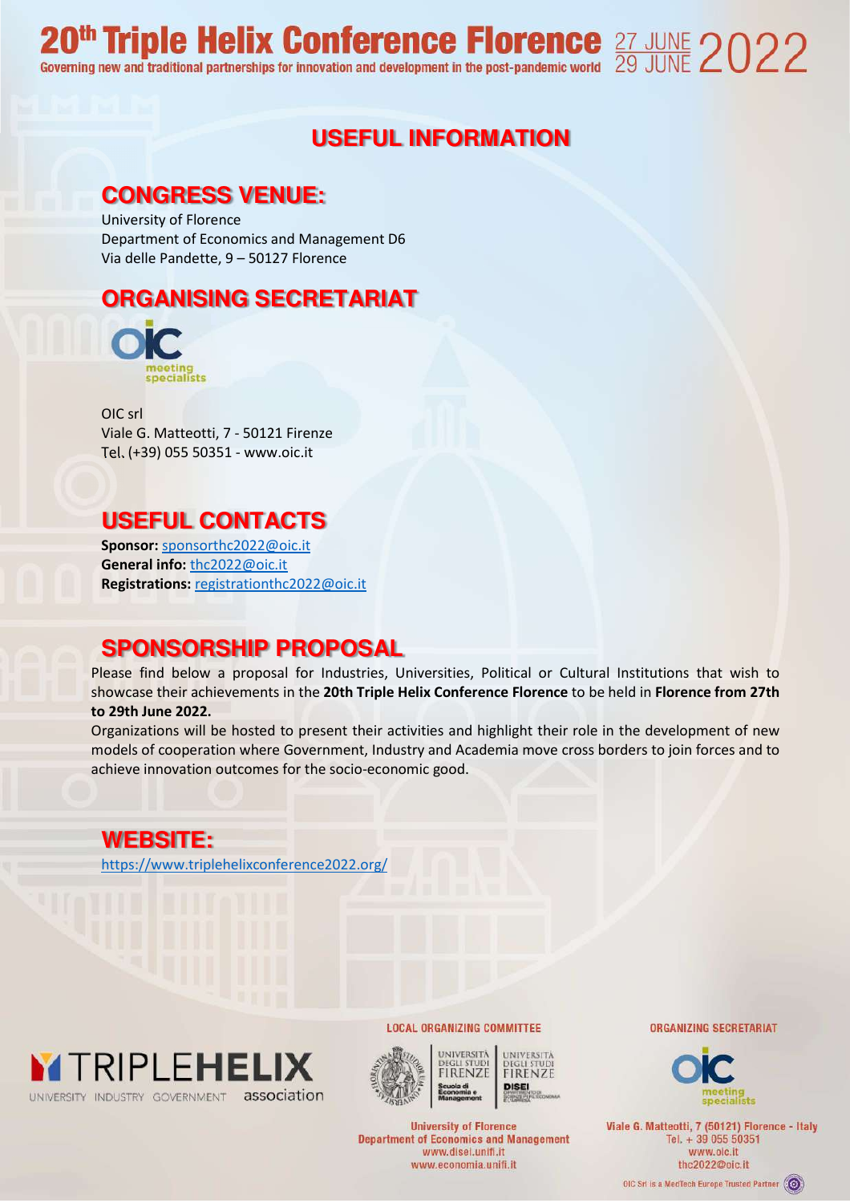# USEFUL INFORMATION

## CONGRESS VENUE:

University of Florence
Department of Economics and Management D6
Via delle Pandette, 9 – 50127 Florence

## ORGANISING SECRETARIAT

OIC srl
Viale G. Matteotti, 7 - 50121 Firenze
Tel. (+39) 055 50351 - www.oic.it

## USEFUL CONTACTS

**Sponsor:** sponsorthc2022@oic.it
**General info:** thc2022@oic.it
**Registrations:** registrationthc2022@oic.it

## SPONSORSHIP PROPOSAL

Please find below a proposal for Industries, Universities, Political or Cultural Institutions that wish to showcase their achievements in the **20th Triple Helix Conference Florence** to be held in **Florence from 27th to 29th June 2022.**

Organizations will be hosted to present their activities and highlight their role in the development of new models of cooperation where Government, Industry and Academia move cross borders to join forces and to achieve innovation outcomes for the socio-economic good.

## WEBSITE:

https://www.triplehelixconference2022.org/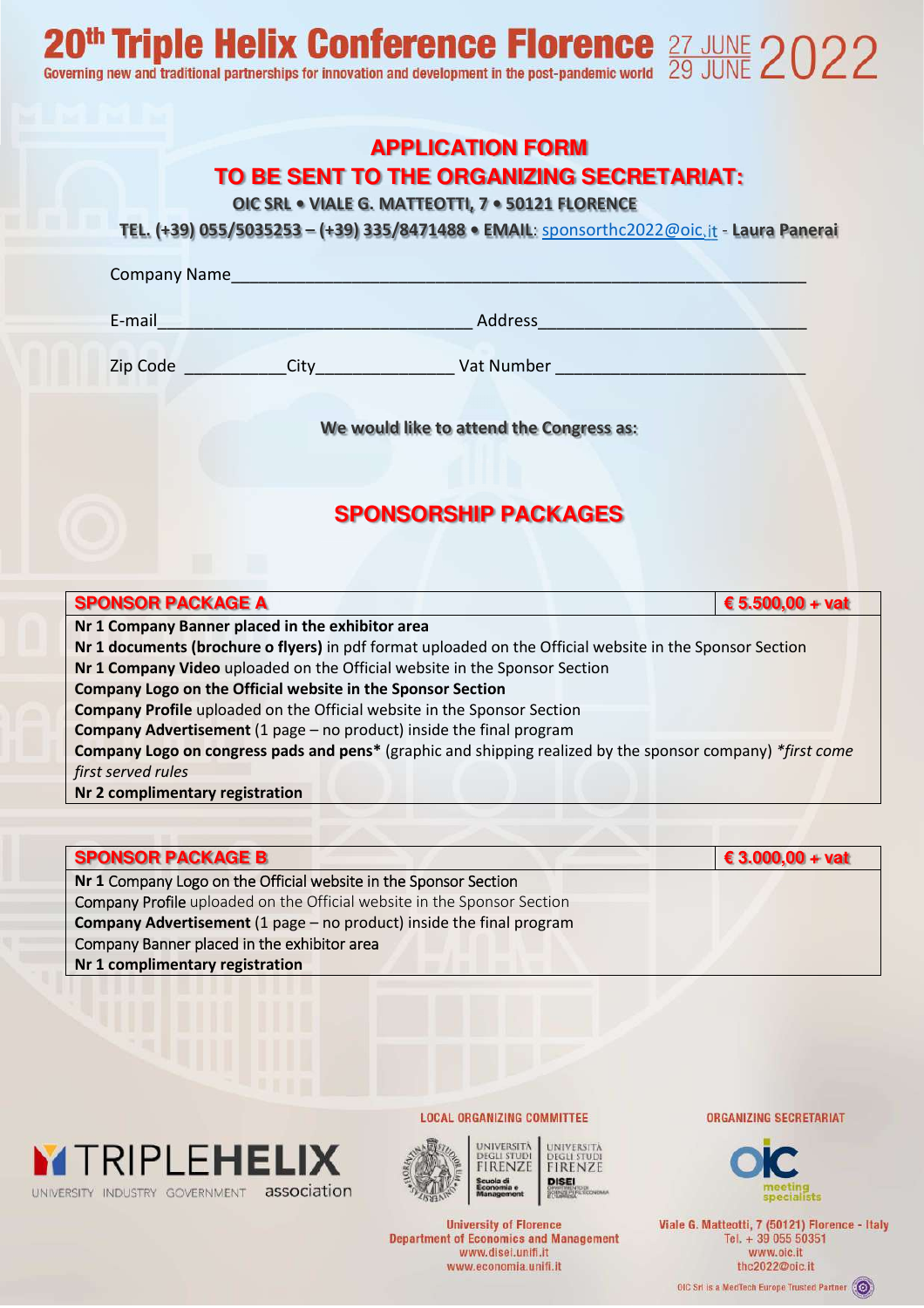# 20th Triple Helix Conference Florence

Governing new and traditional partnerships for innovation and development in the post-pandemic world

27 JUNE 29 JUNE 2022

## APPLICATION FORM
## TO BE SENT TO THE ORGANIZING SECRETARIAT:

**OIC SRL • VIALE G. MATTEOTTI, 7 • 50121 FLORENCE**

**TEL. (+39) 055/5035253 – (+39) 335/8471488 • EMAIL**: sponsorthc2022@oic.it - **Laura Panerai**

Company Name________________________________________________________________

E-mail_________________________________ Address_____________________________

Zip Code ___________City_______________ Vat Number ___________________________

**We would like to attend the Congress as:**

## SPONSORSHIP PACKAGES

| **SPONSOR PACKAGE A** | **€ 5.500,00 + vat** |
|---|---|
| **Nr 1 Company Banner placed in the exhibitor area**<br>**Nr 1 documents (brochure o flyers)** in pdf format uploaded on the Official website in the Sponsor Section<br>**Nr 1 Company Video** uploaded on the Official website in the Sponsor Section<br>**Company Logo on the Official website in the Sponsor Section**<br>**Company Profile** uploaded on the Official website in the Sponsor Section<br>**Company Advertisement** (1 page – no product) inside the final program<br>**Company Logo on congress pads and pens*** (graphic and shipping realized by the sponsor company) *\*first come first served rules*<br>**Nr 2 complimentary registration** | |

| **SPONSOR PACKAGE B** | **€ 3.000,00 + vat** |
|---|---|
| **Nr 1** Company Logo on the Official website in the Sponsor Section<br>Company Profile uploaded on the Official website in the Sponsor Section<br>**Company Advertisement** (1 page – no product) inside the final program<br>Company Banner placed in the exhibitor area<br>**Nr 1 complimentary registration** | |

TRIPLEHELIX association — UNIVERSITY INDUSTRY GOVERNMENT

LOCAL ORGANIZING COMMITTEE

University of Florence
Department of Economics and Management
www.disei.unifi.it
www.economia.unifi.it

ORGANIZING SECRETARIAT

OIC meeting specialists

Viale G. Matteotti, 7 (50121) Florence - Italy
Tel. + 39 055 50351
www.oic.it
thc2022@oic.it

OIC Srl is a MedTech Europe Trusted Partner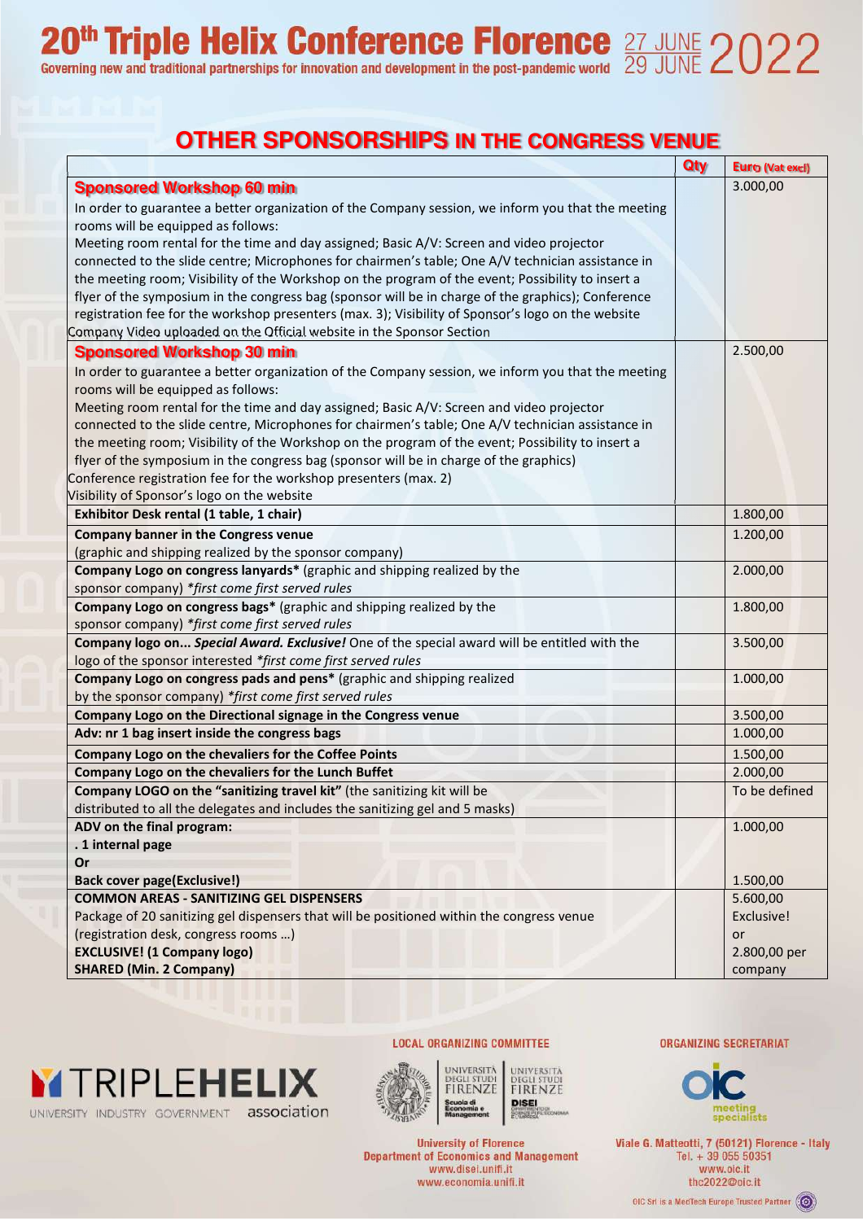# 20th Triple Helix Conference Florence 27 JUNE 29 JUNE 2022

Governing new and traditional partnerships for innovation and development in the post-pandemic world

## OTHER SPONSORSHIPS IN THE CONGRESS VENUE

| | Qty | Euro (Vat excl) |
|---|---|---|
| **Sponsored Workshop 60 min**<br>In order to guarantee a better organization of the Company session, we inform you that the meeting rooms will be equipped as follows:<br>Meeting room rental for the time and day assigned; Basic A/V: Screen and video projector connected to the slide centre; Microphones for chairmen's table; One A/V technician assistance in the meeting room; Visibility of the Workshop on the program of the event; Possibility to insert a flyer of the symposium in the congress bag (sponsor will be in charge of the graphics); Conference registration fee for the workshop presenters (max. 3); Visibility of Sponsor's logo on the website<br>Company Video uploaded on the Official website in the Sponsor Section | | 3.000,00 |
| **Sponsored Workshop 30 min**<br>In order to guarantee a better organization of the Company session, we inform you that the meeting rooms will be equipped as follows:<br>Meeting room rental for the time and day assigned; Basic A/V: Screen and video projector connected to the slide centre; Microphones for chairmen's table; One A/V technician assistance in the meeting room; Visibility of the Workshop on the program of the event; Possibility to insert a flyer of the symposium in the congress bag (sponsor will be in charge of the graphics)<br>Conference registration fee for the workshop presenters (max. 2)<br>Visibility of Sponsor's logo on the website | | 2.500,00 |
| **Exhibitor Desk rental (1 table, 1 chair)** | | 1.800,00 |
| **Company banner in the Congress venue**<br>(graphic and shipping realized by the sponsor company) | | 1.200,00 |
| **Company Logo on congress lanyards*** (graphic and shipping realized by the sponsor company) *\*first come first served rules* | | 2.000,00 |
| **Company Logo on congress bags*** (graphic and shipping realized by the sponsor company) *\*first come first served rules* | | 1.800,00 |
| **Company logo on... *Special Award. Exclusive!*** One of the special award will be entitled with the logo of the sponsor interested *\*first come first served rules* | | 3.500,00 |
| **Company Logo on congress pads and pens*** (graphic and shipping realized by the sponsor company) *\*first come first served rules* | | 1.000,00 |
| **Company Logo on the Directional signage in the Congress venue** | | 3.500,00 |
| **Adv: nr 1 bag insert inside the congress bags** | | 1.000,00 |
| **Company Logo on the chevaliers for the Coffee Points** | | 1.500,00 |
| **Company Logo on the chevaliers for the Lunch Buffet** | | 2.000,00 |
| **Company LOGO on the "sanitizing travel kit"** (the sanitizing kit will be distributed to all the delegates and includes the sanitizing gel and 5 masks) | | To be defined |
| **ADV on the final program:**<br>**. 1 internal page**<br>**Or**<br>**Back cover page(Exclusive!)** | | 1.000,00<br><br><br>1.500,00 |
| **COMMON AREAS - SANITIZING GEL DISPENSERS**<br>Package of 20 sanitizing gel dispensers that will be positioned within the congress venue (registration desk, congress rooms …)<br>**EXCLUSIVE! (1 Company logo)**<br>**SHARED (Min. 2 Company)** | | 5.600,00<br>Exclusive!<br>or<br>2.800,00 per company |

TRIPLEHELIX association – UNIVERSITY INDUSTRY GOVERNMENT

**LOCAL ORGANIZING COMMITTEE**

University of Florence
Department of Economics and Management
www.disei.unifi.it
www.economia.unifi.it

**ORGANIZING SECRETARIAT**

OIC meeting specialists
Viale G. Matteotti, 7 (50121) Florence - Italy
Tel. + 39 055 50351
www.oic.it
thc2022@oic.it

OIC Srl is a MedTech Europe Trusted Partner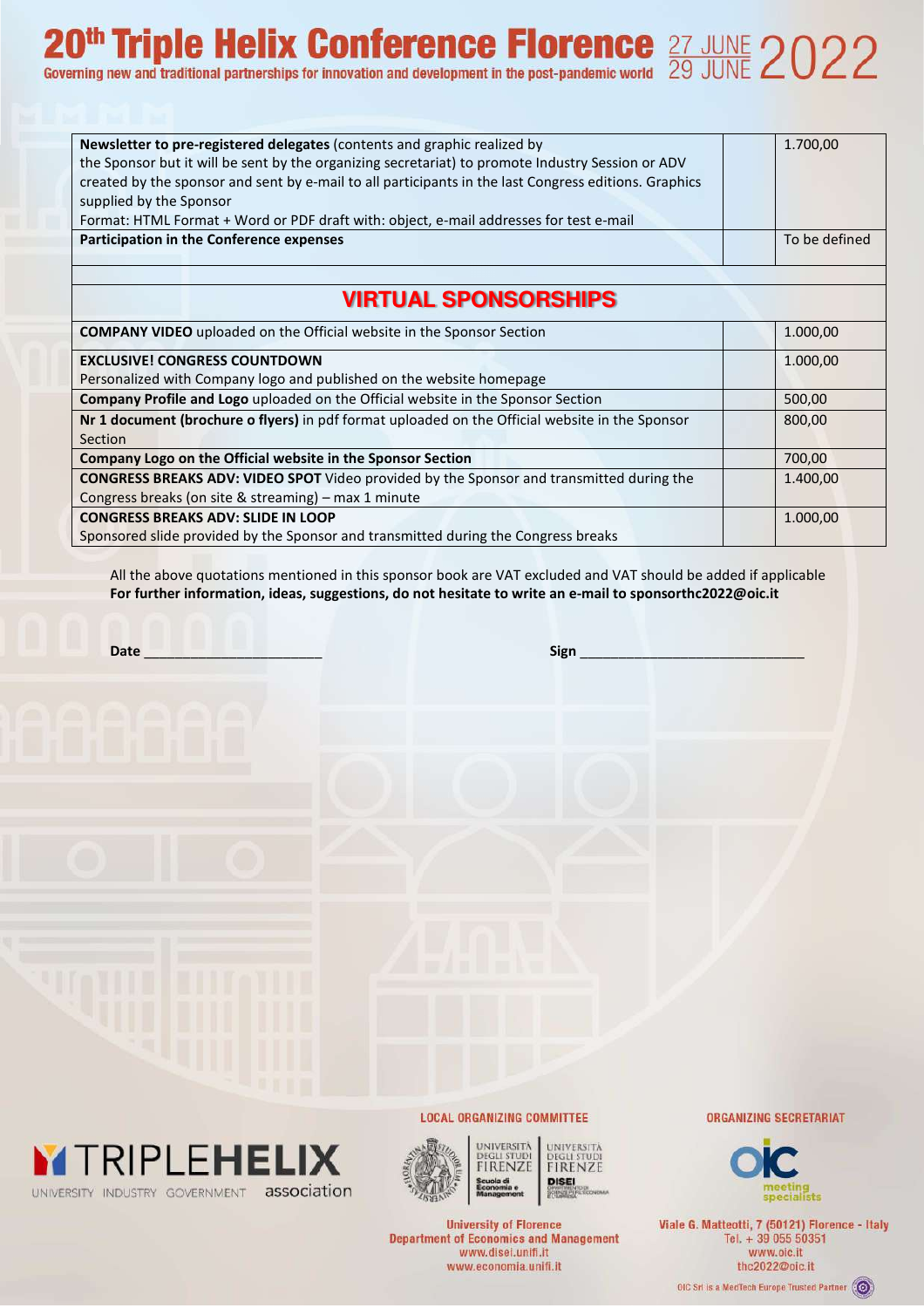| | | |
|---|---|---|
| **Newsletter to pre-registered delegates** (contents and graphic realized by the Sponsor but it will be sent by the organizing secretariat) to promote Industry Session or ADV created by the sponsor and sent by e-mail to all participants in the last Congress editions. Graphics supplied by the Sponsor<br>Format: HTML Format + Word or PDF draft with: object, e-mail addresses for test e-mail | | 1.700,00 |
| **Participation in the Conference expenses** | | To be defined |
| | | |
| **VIRTUAL SPONSORSHIPS** | | |
| **COMPANY VIDEO** uploaded on the Official website in the Sponsor Section | | 1.000,00 |
| **EXCLUSIVE! CONGRESS COUNTDOWN**<br>Personalized with Company logo and published on the website homepage | | 1.000,00 |
| **Company Profile and Logo** uploaded on the Official website in the Sponsor Section | | 500,00 |
| **Nr 1 document (brochure o flyers)** in pdf format uploaded on the Official website in the Sponsor Section | | 800,00 |
| **Company Logo on the Official website in the Sponsor Section** | | 700,00 |
| **CONGRESS BREAKS ADV: VIDEO SPOT** Video provided by the Sponsor and transmitted during the Congress breaks (on site & streaming) – max 1 minute | | 1.400,00 |
| **CONGRESS BREAKS ADV: SLIDE IN LOOP**<br>Sponsored slide provided by the Sponsor and transmitted during the Congress breaks | | 1.000,00 |

All the above quotations mentioned in this sponsor book are VAT excluded and VAT should be added if applicable

**For further information, ideas, suggestions, do not hesitate to write an e-mail to sponsorthc2022@oic.it**

**Date** ______________________ **Sign** ____________________________

TRIPLEHELIX association
UNIVERSITY INDUSTRY GOVERNMENT

LOCAL ORGANIZING COMMITTEE

University of Florence
Department of Economics and Management
www.disei.unifi.it
www.economia.unifi.it

ORGANIZING SECRETARIAT

OIC meeting specialists

Viale G. Matteotti, 7 (50121) Florence - Italy
Tel. + 39 055 50351
www.oic.it
thc2022@oic.it

OIC Srl is a MedTech Europe Trusted Partner